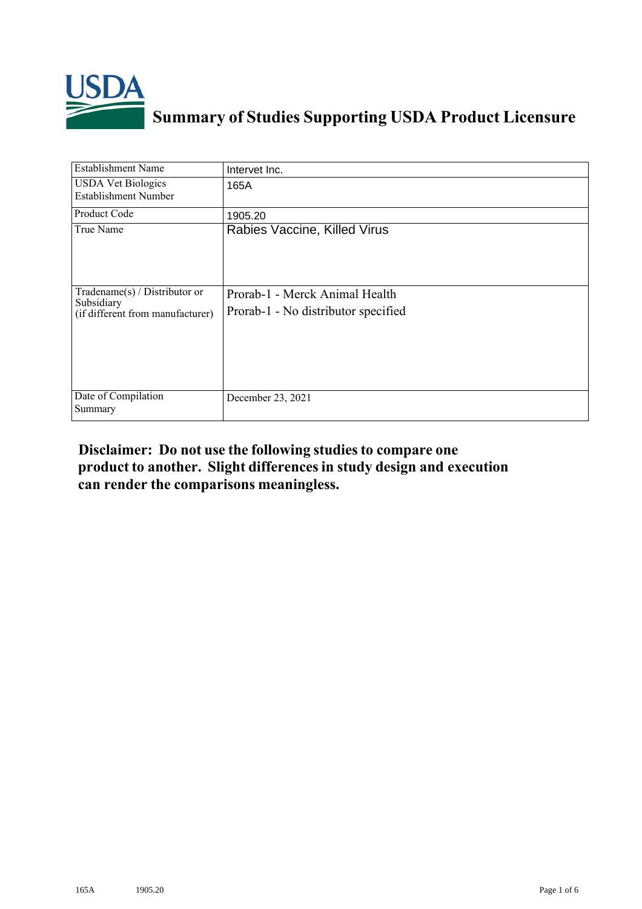# Summary of Studies Supporting USDA Product Licensure

| Establishment Name | Intervet Inc. |
|---|---|
| USDA Vet Biologics Establishment Number | 165A |
| Product Code | 1905.20 |
| True Name | Rabies Vaccine, Killed Virus |
| Tradename(s) / Distributor or Subsidiary (if different from manufacturer) | Prorab-1 - Merck Animal Health<br>Prorab-1 - No distributor specified |
| Date of Compilation Summary | December 23, 2021 |

**Disclaimer: Do not use the following studies to compare one product to another. Slight differences in study design and execution can render the comparisons meaningless.**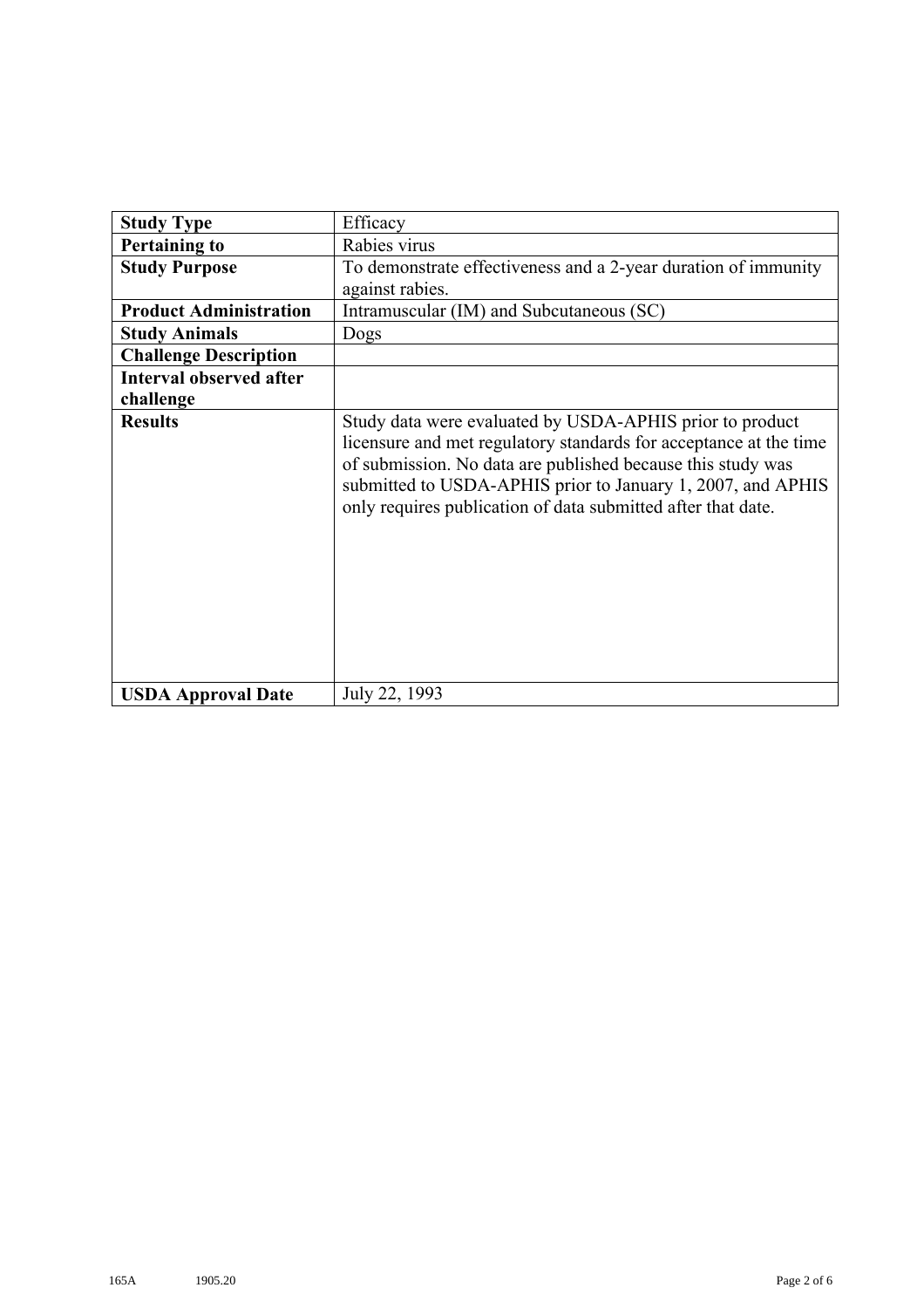| **Study Type** | Efficacy |
| --- | --- |
| **Pertaining to** | Rabies virus |
| **Study Purpose** | To demonstrate effectiveness and a 2-year duration of immunity against rabies. |
| **Product Administration** | Intramuscular (IM) and Subcutaneous (SC) |
| **Study Animals** | Dogs |
| **Challenge Description** | |
| **Interval observed after challenge** | |
| **Results** | Study data were evaluated by USDA-APHIS prior to product licensure and met regulatory standards for acceptance at the time of submission. No data are published because this study was submitted to USDA-APHIS prior to January 1, 2007, and APHIS only requires publication of data submitted after that date. |
| **USDA Approval Date** | July 22, 1993 |

165A 1905.20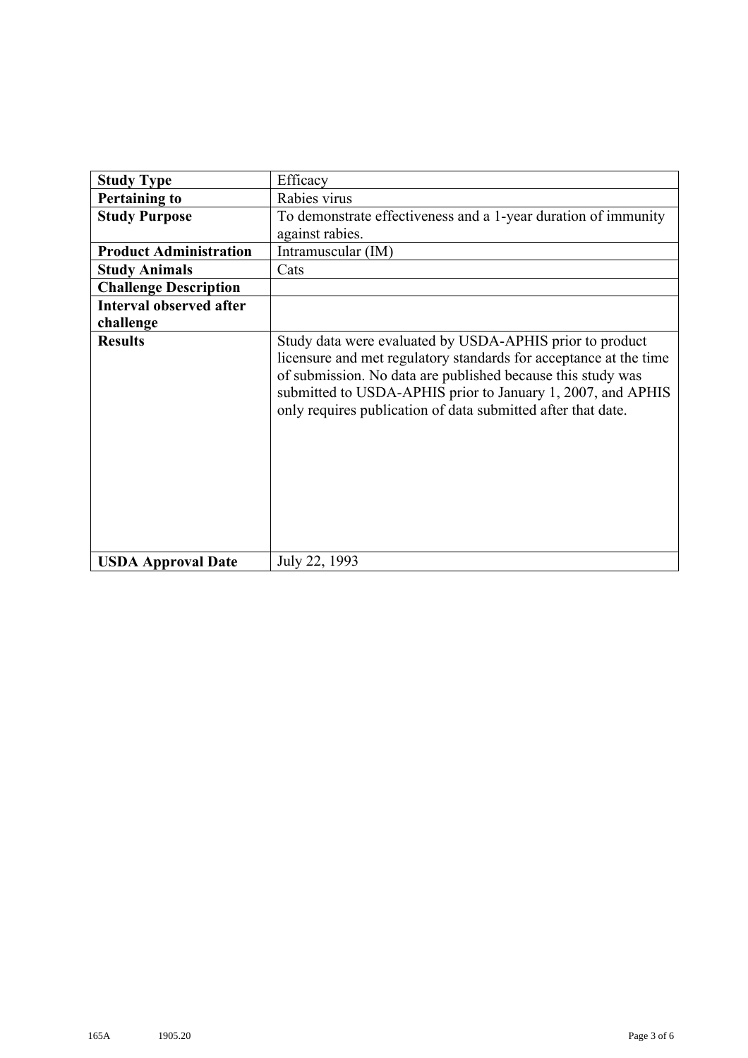| **Study Type** | Efficacy |
|---|---|
| **Pertaining to** | Rabies virus |
| **Study Purpose** | To demonstrate effectiveness and a 1-year duration of immunity against rabies. |
| **Product Administration** | Intramuscular (IM) |
| **Study Animals** | Cats |
| **Challenge Description** | |
| **Interval observed after challenge** | |
| **Results** | Study data were evaluated by USDA-APHIS prior to product licensure and met regulatory standards for acceptance at the time of submission. No data are published because this study was submitted to USDA-APHIS prior to January 1, 2007, and APHIS only requires publication of data submitted after that date. |
| **USDA Approval Date** | July 22, 1993 |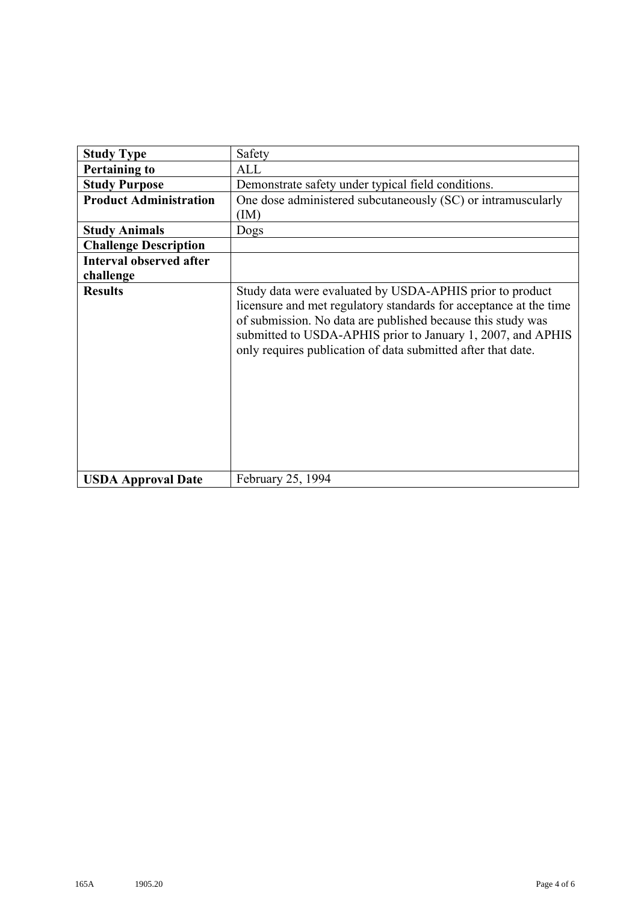| **Study Type** | Safety |
|---|---|
| **Pertaining to** | ALL |
| **Study Purpose** | Demonstrate safety under typical field conditions. |
| **Product Administration** | One dose administered subcutaneously (SC) or intramuscularly (IM) |
| **Study Animals** | Dogs |
| **Challenge Description** | |
| **Interval observed after challenge** | |
| **Results** | Study data were evaluated by USDA-APHIS prior to product licensure and met regulatory standards for acceptance at the time of submission. No data are published because this study was submitted to USDA-APHIS prior to January 1, 2007, and APHIS only requires publication of data submitted after that date. |
| **USDA Approval Date** | February 25, 1994 |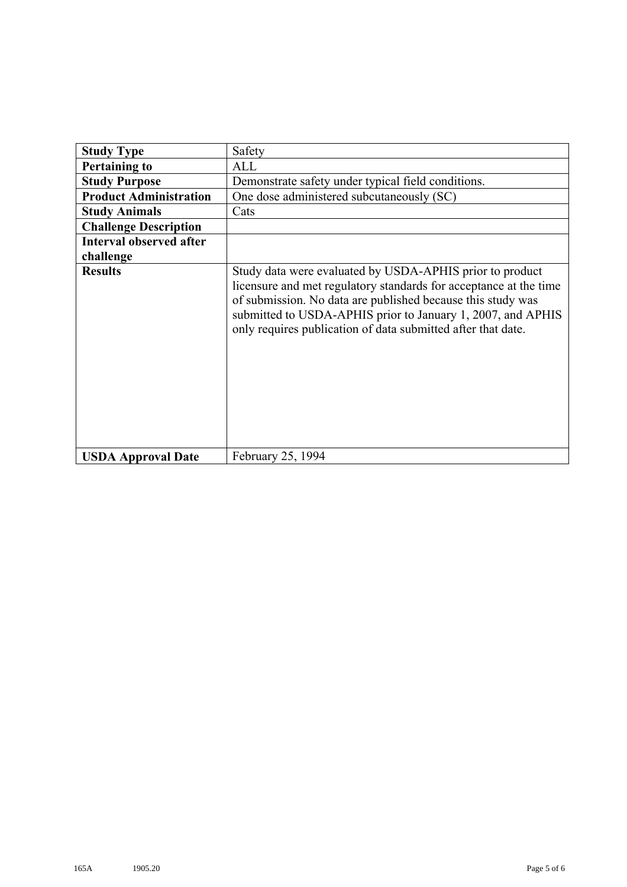| **Study Type** | Safety |
|---|---|
| **Pertaining to** | ALL |
| **Study Purpose** | Demonstrate safety under typical field conditions. |
| **Product Administration** | One dose administered subcutaneously (SC) |
| **Study Animals** | Cats |
| **Challenge Description** | |
| **Interval observed after challenge** | |
| **Results** | Study data were evaluated by USDA-APHIS prior to product licensure and met regulatory standards for acceptance at the time of submission. No data are published because this study was submitted to USDA-APHIS prior to January 1, 2007, and APHIS only requires publication of data submitted after that date. |
| **USDA Approval Date** | February 25, 1994 |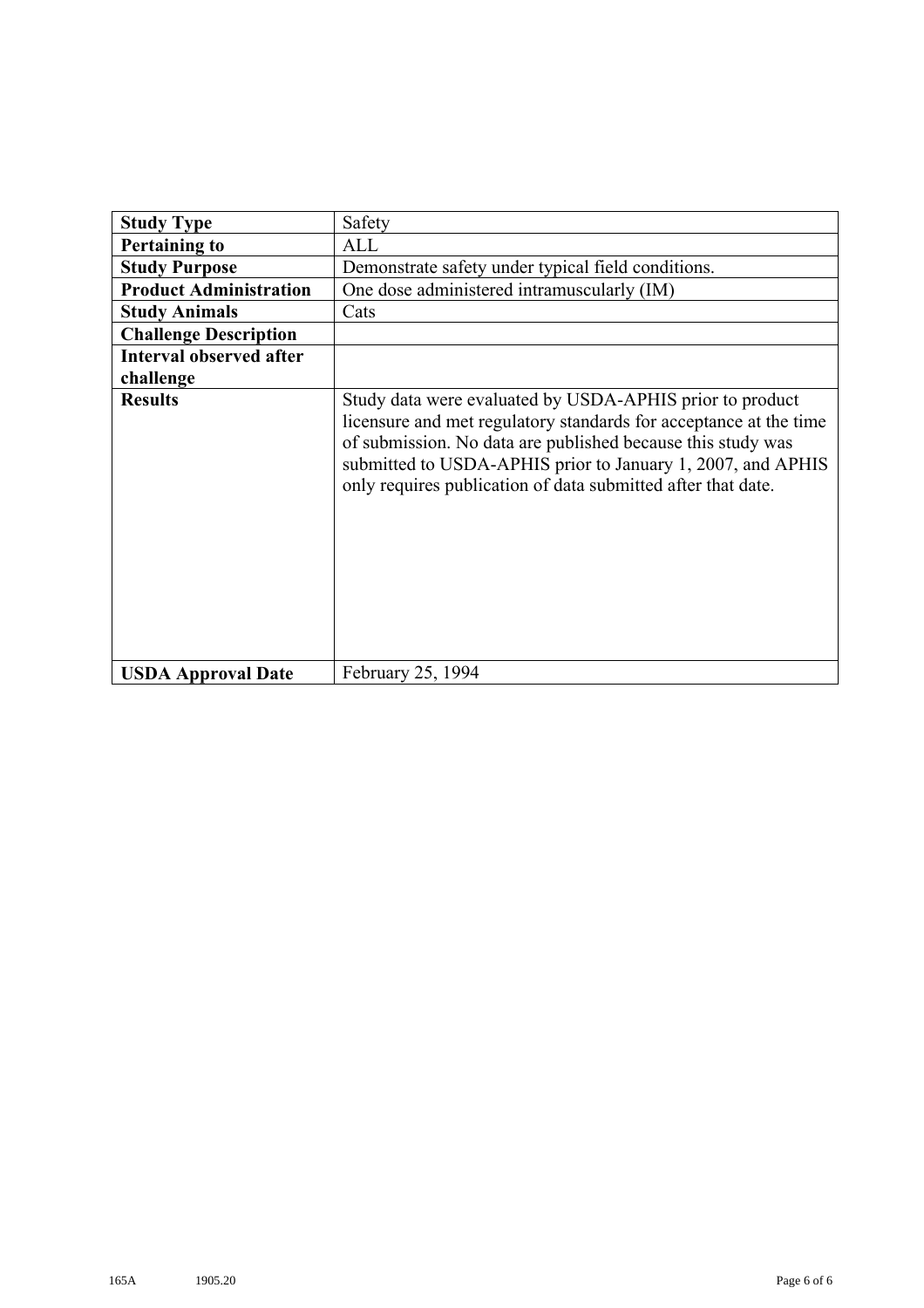| | |
|---|---|
| **Study Type** | Safety |
| **Pertaining to** | ALL |
| **Study Purpose** | Demonstrate safety under typical field conditions. |
| **Product Administration** | One dose administered intramuscularly (IM) |
| **Study Animals** | Cats |
| **Challenge Description** | |
| **Interval observed after challenge** | |
| **Results** | Study data were evaluated by USDA-APHIS prior to product licensure and met regulatory standards for acceptance at the time of submission. No data are published because this study was submitted to USDA-APHIS prior to January 1, 2007, and APHIS only requires publication of data submitted after that date. |
| **USDA Approval Date** | February 25, 1994 |

165A 1905.20